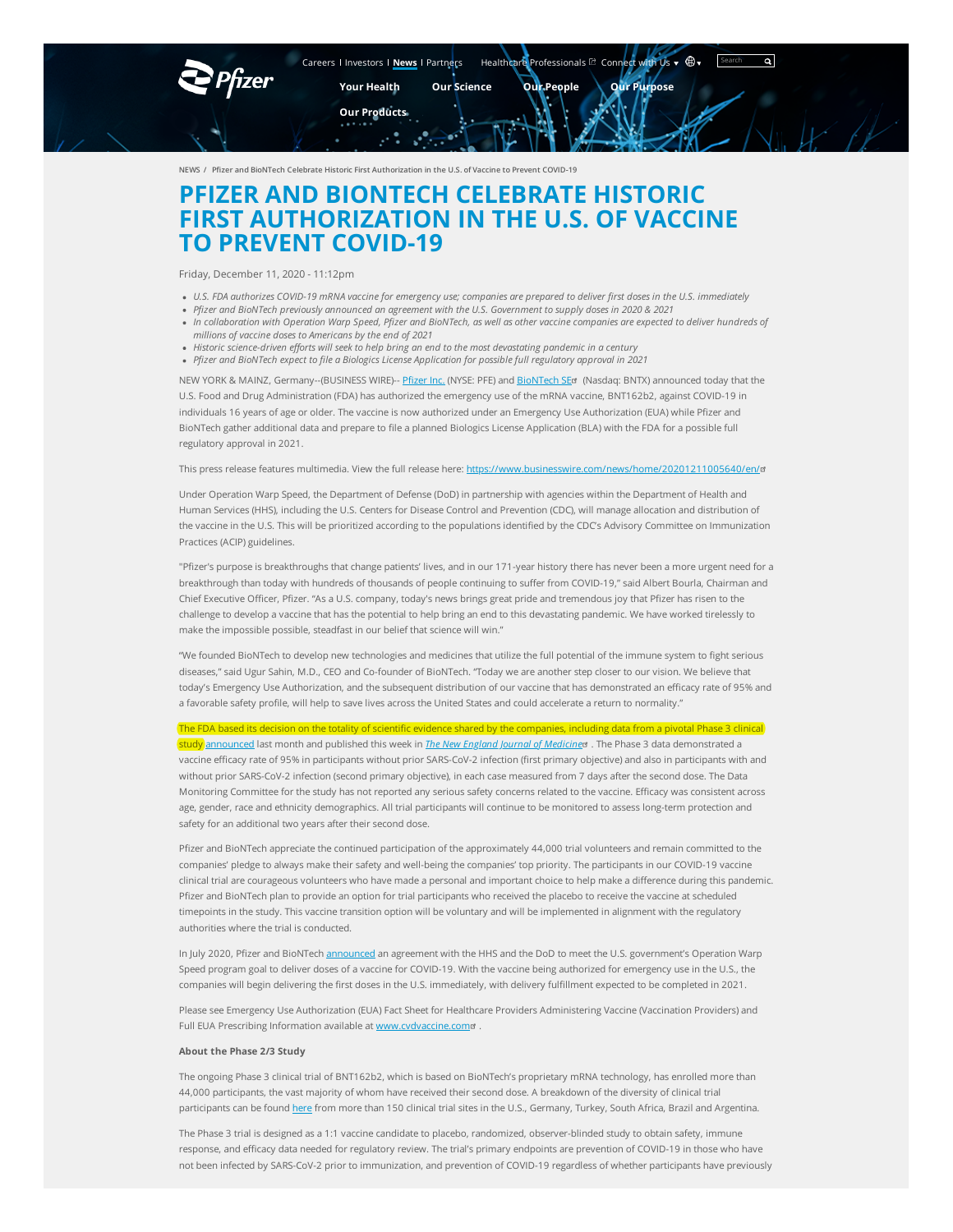NEWS / Pfizer and BioNTech Celebrate Historic First Authorization in the U.S. of Vaccine to Prevent COVID-19

# PFIZER AND BIONTECH CELEBRATE HISTORIC FIRST AUTHORIZATION IN THE U.S. OF VACCINE TO PREVENT COVID-19

Friday, December 11, 2020 - 11:12pm

- *U.S. FDA authorizes COVID-19 mRNA vaccine for emergency use; companies are prepared to deliver first doses in the U.S. immediately*
- *Pfizer and BioNTech previously announced an agreement with the U.S. Government to supply doses in 2020 & 2021*
- *In collaboration with Operation Warp Speed, Pfizer and BioNTech, as well as other vaccine companies are expected to deliver hundreds of millions of vaccine doses to Americans by the end of 2021*
- *Historic science-driven efforts will seek to help bring an end to the most devastating pandemic in a century*
- *Pfizer and BioNTech expect to file a Biologics License Application for possible full regulatory approval in 2021*

NEW YORK & MAINZ, Germany--(BUSINESS WIRE)-- Pfizer Inc. (NYSE: PFE) and BioNTech SE (Nasdaq: BNTX) announced today that the U.S. Food and Drug Administration (FDA) has authorized the emergency use of the mRNA vaccine, BNT162b2, against COVID-19 in individuals 16 years of age or older. The vaccine is now authorized under an Emergency Use Authorization (EUA) while Pfizer and BioNTech gather additional data and prepare to file a planned Biologics License Application (BLA) with the FDA for a possible full regulatory approval in 2021.

This press release features multimedia. View the full release here: https://www.businesswire.com/news/home/20201211005640/en/

Under Operation Warp Speed, the Department of Defense (DoD) in partnership with agencies within the Department of Health and Human Services (HHS), including the U.S. Centers for Disease Control and Prevention (CDC), will manage allocation and distribution of the vaccine in the U.S. This will be prioritized according to the populations identified by the CDC's Advisory Committee on Immunization Practices (ACIP) guidelines.

"Pfizer's purpose is breakthroughs that change patients' lives, and in our 171-year history there has never been a more urgent need for a breakthrough than today with hundreds of thousands of people continuing to suffer from COVID-19," said Albert Bourla, Chairman and Chief Executive Officer, Pfizer. "As a U.S. company, today's news brings great pride and tremendous joy that Pfizer has risen to the challenge to develop a vaccine that has the potential to help bring an end to this devastating pandemic. We have worked tirelessly to make the impossible possible, steadfast in our belief that science will win."

"We founded BioNTech to develop new technologies and medicines that utilize the full potential of the immune system to fight serious diseases," said Ugur Sahin, M.D., CEO and Co-founder of BioNTech. "Today we are another step closer to our vision. We believe that today's Emergency Use Authorization, and the subsequent distribution of our vaccine that has demonstrated an efficacy rate of 95% and a favorable safety profile, will help to save lives across the United States and could accelerate a return to normality."

The FDA based its decision on the totality of scientific evidence shared by the companies, including data from a pivotal Phase 3 clinical study announced last month and published this week in *The New England Journal of Medicine*. The Phase 3 data demonstrated a vaccine efficacy rate of 95% in participants without prior SARS-CoV-2 infection (first primary objective) and also in participants with and without prior SARS-CoV-2 infection (second primary objective), in each case measured from 7 days after the second dose. The Data Monitoring Committee for the study has not reported any serious safety concerns related to the vaccine. Efficacy was consistent across age, gender, race and ethnicity demographics. All trial participants will continue to be monitored to assess long-term protection and safety for an additional two years after their second dose.

Pfizer and BioNTech appreciate the continued participation of the approximately 44,000 trial volunteers and remain committed to the companies' pledge to always make their safety and well-being the companies' top priority. The participants in our COVID-19 vaccine clinical trial are courageous volunteers who have made a personal and important choice to help make a difference during this pandemic. Pfizer and BioNTech plan to provide an option for trial participants who received the placebo to receive the vaccine at scheduled timepoints in the study. This vaccine transition option will be voluntary and will be implemented in alignment with the regulatory authorities where the trial is conducted.

In July 2020, Pfizer and BioNTech announced an agreement with the HHS and the DoD to meet the U.S. government's Operation Warp Speed program goal to deliver doses of a vaccine for COVID-19. With the vaccine being authorized for emergency use in the U.S., the companies will begin delivering the first doses in the U.S. immediately, with delivery fulfillment expected to be completed in 2021.

Please see Emergency Use Authorization (EUA) Fact Sheet for Healthcare Providers Administering Vaccine (Vaccination Providers) and Full EUA Prescribing Information available at www.cvdvaccine.com .

**About the Phase 2/3 Study**

The ongoing Phase 3 clinical trial of BNT162b2, which is based on BioNTech's proprietary mRNA technology, has enrolled more than 44,000 participants, the vast majority of whom have received their second dose. A breakdown of the diversity of clinical trial participants can be found here from more than 150 clinical trial sites in the U.S., Germany, Turkey, South Africa, Brazil and Argentina.

The Phase 3 trial is designed as a 1:1 vaccine candidate to placebo, randomized, observer-blinded study to obtain safety, immune response, and efficacy data needed for regulatory review. The trial's primary endpoints are prevention of COVID-19 in those who have not been infected by SARS-CoV-2 prior to immunization, and prevention of COVID-19 regardless of whether participants have previously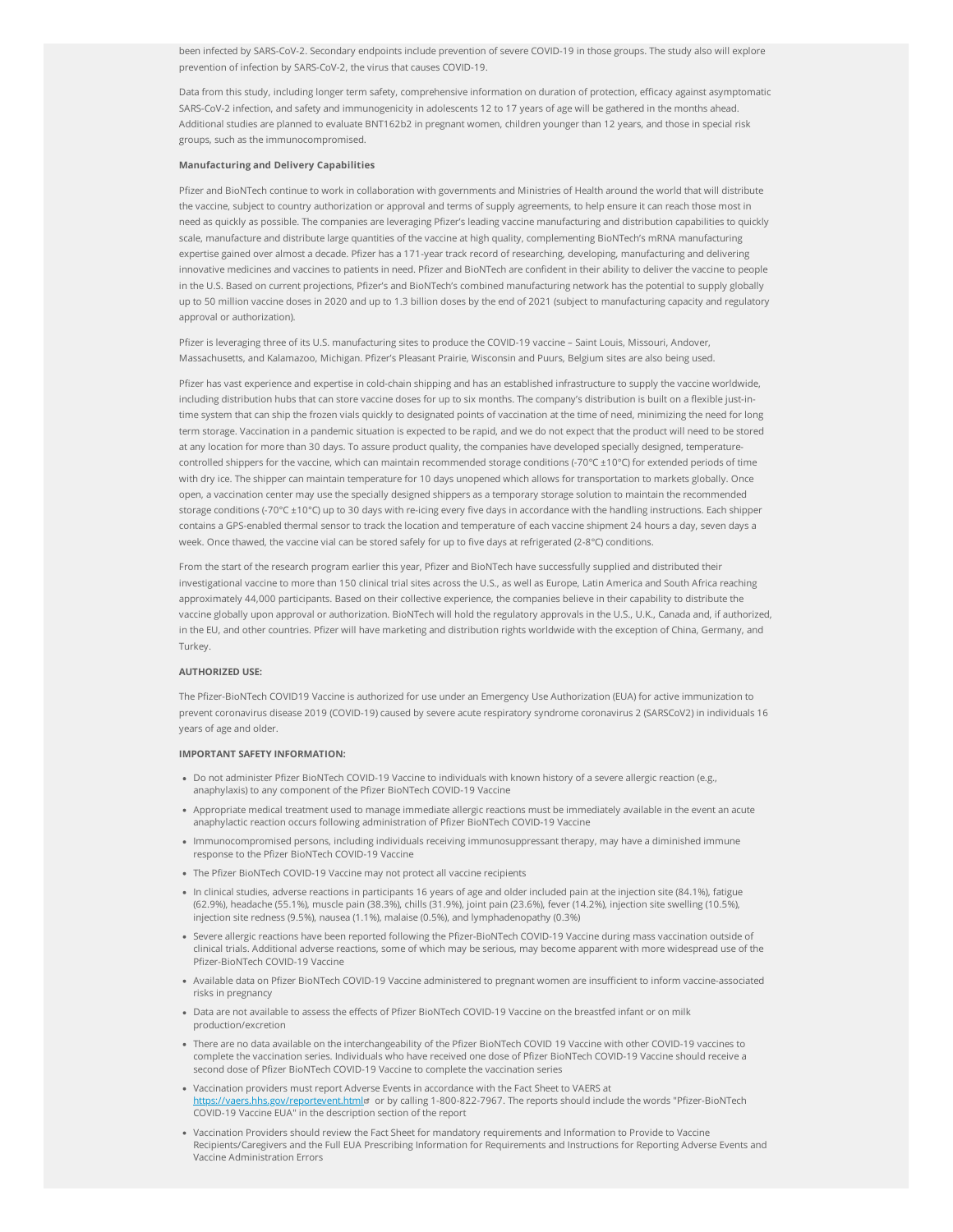been infected by SARS-CoV-2. Secondary endpoints include prevention of severe COVID-19 in those groups. The study also will explore prevention of infection by SARS-CoV-2, the virus that causes COVID-19.

Data from this study, including longer term safety, comprehensive information on duration of protection, efficacy against asymptomatic SARS-CoV-2 infection, and safety and immunogenicity in adolescents 12 to 17 years of age will be gathered in the months ahead. Additional studies are planned to evaluate BNT162b2 in pregnant women, children younger than 12 years, and those in special risk groups, such as the immunocompromised.

**Manufacturing and Delivery Capabilities**

Pfizer and BioNTech continue to work in collaboration with governments and Ministries of Health around the world that will distribute the vaccine, subject to country authorization or approval and terms of supply agreements, to help ensure it can reach those most in need as quickly as possible. The companies are leveraging Pfizer's leading vaccine manufacturing and distribution capabilities to quickly scale, manufacture and distribute large quantities of the vaccine at high quality, complementing BioNTech's mRNA manufacturing expertise gained over almost a decade. Pfizer has a 171-year track record of researching, developing, manufacturing and delivering innovative medicines and vaccines to patients in need. Pfizer and BioNTech are confident in their ability to deliver the vaccine to people in the U.S. Based on current projections, Pfizer's and BioNTech's combined manufacturing network has the potential to supply globally up to 50 million vaccine doses in 2020 and up to 1.3 billion doses by the end of 2021 (subject to manufacturing capacity and regulatory approval or authorization).

Pfizer is leveraging three of its U.S. manufacturing sites to produce the COVID-19 vaccine – Saint Louis, Missouri, Andover, Massachusetts, and Kalamazoo, Michigan. Pfizer's Pleasant Prairie, Wisconsin and Puurs, Belgium sites are also being used.

Pfizer has vast experience and expertise in cold-chain shipping and has an established infrastructure to supply the vaccine worldwide, including distribution hubs that can store vaccine doses for up to six months. The company's distribution is built on a flexible just-in-time system that can ship the frozen vials quickly to designated points of vaccination at the time of need, minimizing the need for long term storage. Vaccination in a pandemic situation is expected to be rapid, and we do not expect that the product will need to be stored at any location for more than 30 days. To assure product quality, the companies have developed specially designed, temperature-controlled shippers for the vaccine, which can maintain recommended storage conditions (-70°C ±10°C) for extended periods of time with dry ice. The shipper can maintain temperature for 10 days unopened which allows for transportation to markets globally. Once open, a vaccination center may use the specially designed shippers as a temporary storage solution to maintain the recommended storage conditions (-70°C ±10°C) up to 30 days with re-icing every five days in accordance with the handling instructions. Each shipper contains a GPS-enabled thermal sensor to track the location and temperature of each vaccine shipment 24 hours a day, seven days a week. Once thawed, the vaccine vial can be stored safely for up to five days at refrigerated (2-8°C) conditions.

From the start of the research program earlier this year, Pfizer and BioNTech have successfully supplied and distributed their investigational vaccine to more than 150 clinical trial sites across the U.S., as well as Europe, Latin America and South Africa reaching approximately 44,000 participants. Based on their collective experience, the companies believe in their capability to distribute the vaccine globally upon approval or authorization. BioNTech will hold the regulatory approvals in the U.S., U.K., Canada and, if authorized, in the EU, and other countries. Pfizer will have marketing and distribution rights worldwide with the exception of China, Germany, and Turkey.

**AUTHORIZED USE:**

The Pfizer-BioNTech COVID19 Vaccine is authorized for use under an Emergency Use Authorization (EUA) for active immunization to prevent coronavirus disease 2019 (COVID-19) caused by severe acute respiratory syndrome coronavirus 2 (SARSCoV2) in individuals 16 years of age and older.

**IMPORTANT SAFETY INFORMATION:**

- Do not administer Pfizer BioNTech COVID-19 Vaccine to individuals with known history of a severe allergic reaction (e.g., anaphylaxis) to any component of the Pfizer BioNTech COVID-19 Vaccine
- Appropriate medical treatment used to manage immediate allergic reactions must be immediately available in the event an acute anaphylactic reaction occurs following administration of Pfizer BioNTech COVID-19 Vaccine
- Immunocompromised persons, including individuals receiving immunosuppressant therapy, may have a diminished immune response to the Pfizer BioNTech COVID-19 Vaccine
- The Pfizer BioNTech COVID-19 Vaccine may not protect all vaccine recipients
- In clinical studies, adverse reactions in participants 16 years of age and older included pain at the injection site (84.1%), fatigue (62.9%), headache (55.1%), muscle pain (38.3%), chills (31.9%), joint pain (23.6%), fever (14.2%), injection site swelling (10.5%), injection site redness (9.5%), nausea (1.1%), malaise (0.5%), and lymphadenopathy (0.3%)
- Severe allergic reactions have been reported following the Pfizer-BioNTech COVID-19 Vaccine during mass vaccination outside of clinical trials. Additional adverse reactions, some of which may be serious, may become apparent with more widespread use of the Pfizer-BioNTech COVID-19 Vaccine
- Available data on Pfizer BioNTech COVID-19 Vaccine administered to pregnant women are insufficient to inform vaccine-associated risks in pregnancy
- Data are not available to assess the effects of Pfizer BioNTech COVID-19 Vaccine on the breastfed infant or on milk production/excretion
- There are no data available on the interchangeability of the Pfizer BioNTech COVID 19 Vaccine with other COVID-19 vaccines to complete the vaccination series. Individuals who have received one dose of Pfizer BioNTech COVID-19 Vaccine should receive a second dose of Pfizer BioNTech COVID-19 Vaccine to complete the vaccination series
- Vaccination providers must report Adverse Events in accordance with the Fact Sheet to VAERS at https://vaers.hhs.gov/reportevent.html or by calling 1-800-822-7967. The reports should include the words "Pfizer-BioNTech COVID-19 Vaccine EUA" in the description section of the report
- Vaccination Providers should review the Fact Sheet for mandatory requirements and Information to Provide to Vaccine Recipients/Caregivers and the Full EUA Prescribing Information for Requirements and Instructions for Reporting Adverse Events and Vaccine Administration Errors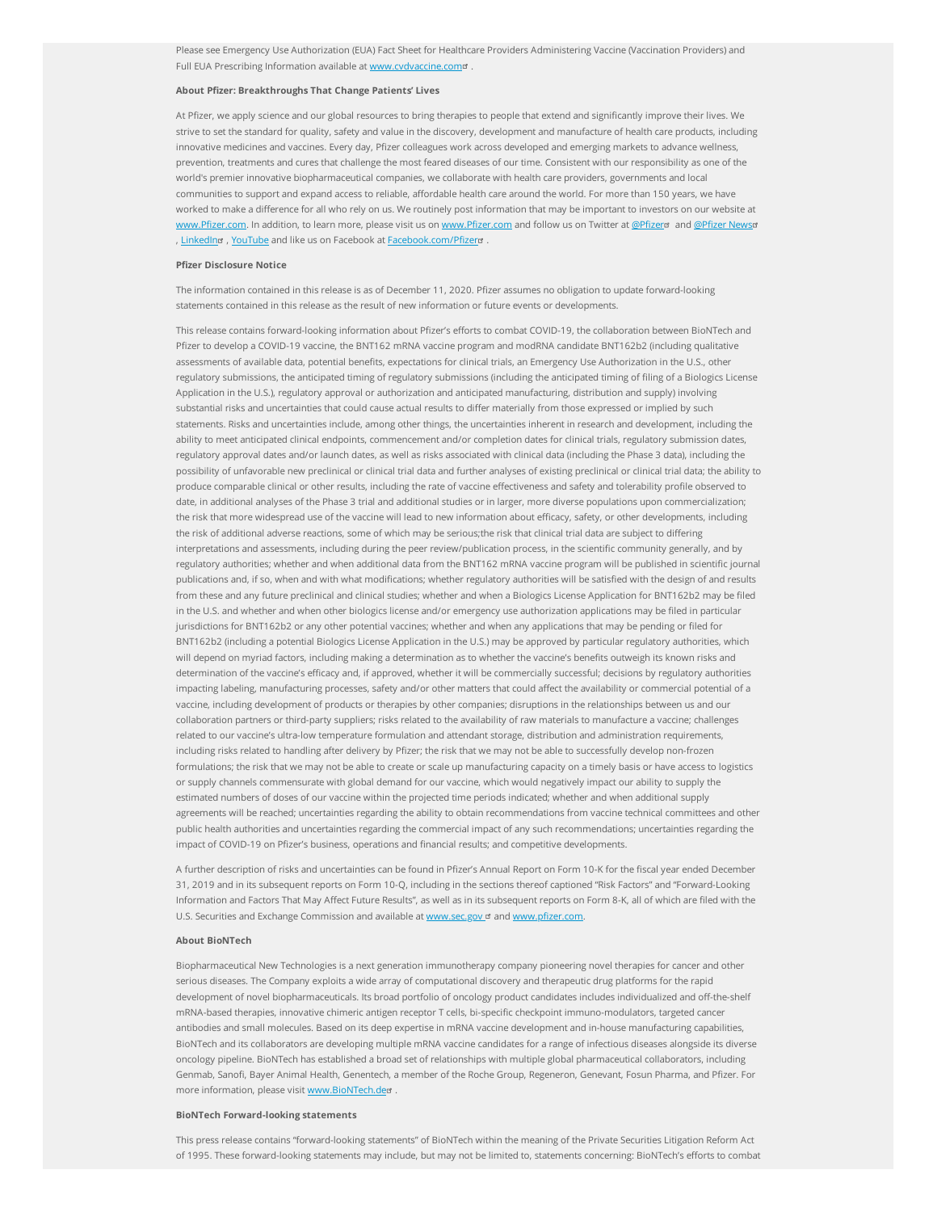Please see Emergency Use Authorization (EUA) Fact Sheet for Healthcare Providers Administering Vaccine (Vaccination Providers) and Full EUA Prescribing Information available at www.cvdvaccine.com .

**About Pfizer: Breakthroughs That Change Patients' Lives**

At Pfizer, we apply science and our global resources to bring therapies to people that extend and significantly improve their lives. We strive to set the standard for quality, safety and value in the discovery, development and manufacture of health care products, including innovative medicines and vaccines. Every day, Pfizer colleagues work across developed and emerging markets to advance wellness, prevention, treatments and cures that challenge the most feared diseases of our time. Consistent with our responsibility as one of the world's premier innovative biopharmaceutical companies, we collaborate with health care providers, governments and local communities to support and expand access to reliable, affordable health care around the world. For more than 150 years, we have worked to make a difference for all who rely on us. We routinely post information that may be important to investors on our website at www.Pfizer.com. In addition, to learn more, please visit us on www.Pfizer.com and follow us on Twitter at @Pfizer and @Pfizer News , LinkedIn , YouTube and like us on Facebook at Facebook.com/Pfizer .

**Pfizer Disclosure Notice**

The information contained in this release is as of December 11, 2020. Pfizer assumes no obligation to update forward-looking statements contained in this release as the result of new information or future events or developments.

This release contains forward-looking information about Pfizer's efforts to combat COVID-19, the collaboration between BioNTech and Pfizer to develop a COVID-19 vaccine, the BNT162 mRNA vaccine program and modRNA candidate BNT162b2 (including qualitative assessments of available data, potential benefits, expectations for clinical trials, an Emergency Use Authorization in the U.S., other regulatory submissions, the anticipated timing of regulatory submissions (including the anticipated timing of filing of a Biologics License Application in the U.S.), regulatory approval or authorization and anticipated manufacturing, distribution and supply) involving substantial risks and uncertainties that could cause actual results to differ materially from those expressed or implied by such statements. Risks and uncertainties include, among other things, the uncertainties inherent in research and development, including the ability to meet anticipated clinical endpoints, commencement and/or completion dates for clinical trials, regulatory submission dates, regulatory approval dates and/or launch dates, as well as risks associated with clinical data (including the Phase 3 data), including the possibility of unfavorable new preclinical or clinical trial data and further analyses of existing preclinical or clinical trial data; the ability to produce comparable clinical or other results, including the rate of vaccine effectiveness and safety and tolerability profile observed to date, in additional analyses of the Phase 3 trial and additional studies or in larger, more diverse populations upon commercialization; the risk that more widespread use of the vaccine will lead to new information about efficacy, safety, or other developments, including the risk of additional adverse reactions, some of which may be serious;the risk that clinical trial data are subject to differing interpretations and assessments, including during the peer review/publication process, in the scientific community generally, and by regulatory authorities; whether and when additional data from the BNT162 mRNA vaccine program will be published in scientific journal publications and, if so, when and with what modifications; whether regulatory authorities will be satisfied with the design of and results from these and any future preclinical and clinical studies; whether and when a Biologics License Application for BNT162b2 may be filed in the U.S. and whether and when other biologics license and/or emergency use authorization applications may be filed in particular jurisdictions for BNT162b2 or any other potential vaccines; whether and when any applications that may be pending or filed for BNT162b2 (including a potential Biologics License Application in the U.S.) may be approved by particular regulatory authorities, which will depend on myriad factors, including making a determination as to whether the vaccine's benefits outweigh its known risks and determination of the vaccine's efficacy and, if approved, whether it will be commercially successful; decisions by regulatory authorities impacting labeling, manufacturing processes, safety and/or other matters that could affect the availability or commercial potential of a vaccine, including development of products or therapies by other companies; disruptions in the relationships between us and our collaboration partners or third-party suppliers; risks related to the availability of raw materials to manufacture a vaccine; challenges related to our vaccine's ultra-low temperature formulation and attendant storage, distribution and administration requirements, including risks related to handling after delivery by Pfizer; the risk that we may not be able to successfully develop non-frozen formulations; the risk that we may not be able to create or scale up manufacturing capacity on a timely basis or have access to logistics or supply channels commensurate with global demand for our vaccine, which would negatively impact our ability to supply the estimated numbers of doses of our vaccine within the projected time periods indicated; whether and when additional supply agreements will be reached; uncertainties regarding the ability to obtain recommendations from vaccine technical committees and other public health authorities and uncertainties regarding the commercial impact of any such recommendations; uncertainties regarding the impact of COVID-19 on Pfizer's business, operations and financial results; and competitive developments.

A further description of risks and uncertainties can be found in Pfizer's Annual Report on Form 10-K for the fiscal year ended December 31, 2019 and in its subsequent reports on Form 10-Q, including in the sections thereof captioned "Risk Factors" and "Forward-Looking Information and Factors That May Affect Future Results", as well as in its subsequent reports on Form 8-K, all of which are filed with the U.S. Securities and Exchange Commission and available at www.sec.gov and www.pfizer.com.

**About BioNTech**

Biopharmaceutical New Technologies is a next generation immunotherapy company pioneering novel therapies for cancer and other serious diseases. The Company exploits a wide array of computational discovery and therapeutic drug platforms for the rapid development of novel biopharmaceuticals. Its broad portfolio of oncology product candidates includes individualized and off-the-shelf mRNA-based therapies, innovative chimeric antigen receptor T cells, bi-specific checkpoint immuno-modulators, targeted cancer antibodies and small molecules. Based on its deep expertise in mRNA vaccine development and in-house manufacturing capabilities, BioNTech and its collaborators are developing multiple mRNA vaccine candidates for a range of infectious diseases alongside its diverse oncology pipeline. BioNTech has established a broad set of relationships with multiple global pharmaceutical collaborators, including Genmab, Sanofi, Bayer Animal Health, Genentech, a member of the Roche Group, Regeneron, Genevant, Fosun Pharma, and Pfizer. For more information, please visit www.BioNTech.de .

**BioNTech Forward-looking statements**

This press release contains "forward-looking statements" of BioNTech within the meaning of the Private Securities Litigation Reform Act of 1995. These forward-looking statements may include, but may not be limited to, statements concerning: BioNTech's efforts to combat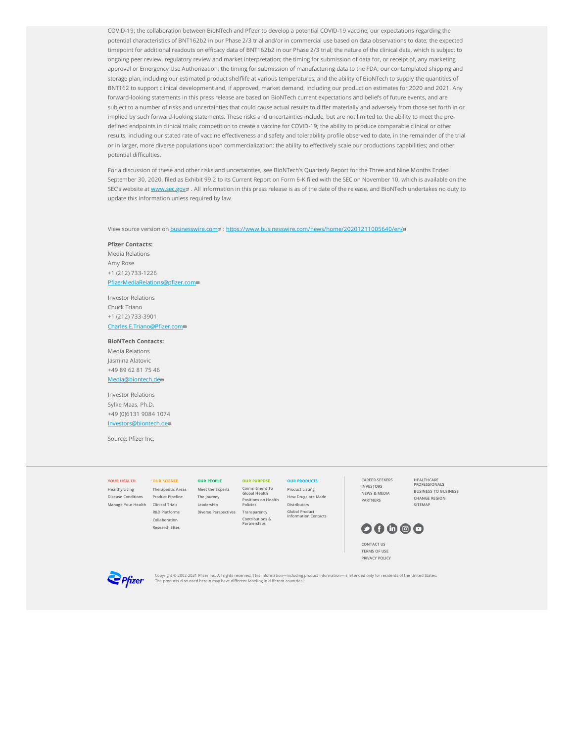COVID-19; the collaboration between BioNTech and Pfizer to develop a potential COVID-19 vaccine; our expectations regarding the potential characteristics of BNT162b2 in our Phase 2/3 trial and/or in commercial use based on data observations to date; the expected timepoint for additional readouts on efficacy data of BNT162b2 in our Phase 2/3 trial; the nature of the clinical data, which is subject to ongoing peer review, regulatory review and market interpretation; the timing for submission of data for, or receipt of, any marketing approval or Emergency Use Authorization; the timing for submission of manufacturing data to the FDA; our contemplated shipping and storage plan, including our estimated product shelflife at various temperatures; and the ability of BioNTech to supply the quantities of BNT162 to support clinical development and, if approved, market demand, including our production estimates for 2020 and 2021. Any forward-looking statements in this press release are based on BioNTech current expectations and beliefs of future events, and are subject to a number of risks and uncertainties that could cause actual results to differ materially and adversely from those set forth in or implied by such forward-looking statements. These risks and uncertainties include, but are not limited to: the ability to meet the pre-defined endpoints in clinical trials; competition to create a vaccine for COVID-19; the ability to produce comparable clinical or other results, including our stated rate of vaccine effectiveness and safety and tolerability profile observed to date, in the remainder of the trial or in larger, more diverse populations upon commercialization; the ability to effectively scale our productions capabilities; and other potential difficulties.

For a discussion of these and other risks and uncertainties, see BioNTech's Quarterly Report for the Three and Nine Months Ended September 30, 2020, filed as Exhibit 99.2 to its Current Report on Form 6-K filed with the SEC on November 10, which is available on the SEC's website at www.sec.gov . All information in this press release is as of the date of the release, and BioNTech undertakes no duty to update this information unless required by law.

View source version on businesswire.com : https://www.businesswire.com/news/home/20201211005640/en/

**Pfizer Contacts:**
Media Relations
Amy Rose
+1 (212) 733-1226
PfizerMediaRelations@pfizer.com

Investor Relations
Chuck Triano
+1 (212) 733-3901
Charles.E.Triano@Pfizer.com

**BioNTech Contacts:**
Media Relations
Jasmina Alatovic
+49 89 62 81 75 46
Media@biontech.de

Investor Relations
Sylke Maas, Ph.D.
+49 (0)6131 9084 1074
Investors@biontech.de

Source: Pfizer Inc.

YOUR HEALTH
Healthy Living
Disease Conditions
Manage Your Health

OUR SCIENCE
Therapeutic Areas
Product Pipeline
Clinical Trials
R&D Platforms
Collaboration
Research Sites

OUR PEOPLE
Meet the Experts
The Journey
Leadership
Diverse Perspectives

OUR PURPOSE
Commitment To Global Health
Positions on Health Policies
Transparency
Contributions & Partnerships

OUR PRODUCTS
Product Listing
How Drugs are Made
Distributors
Global Product Information Contacts

CAREER-SEEKERS
INVESTORS
NEWS & MEDIA
PARTNERS

HEALTHCARE PROFESSIONALS
BUSINESS TO BUSINESS
CHANGE REGION
SITEMAP

CONTACT US
TERMS OF USE
PRIVACY POLICY

Copyright © 2002-2021 Pfizer Inc. All rights reserved. This information—including product information—is intended only for residents of the United States. The products discussed herein may have different labeling in different countries.